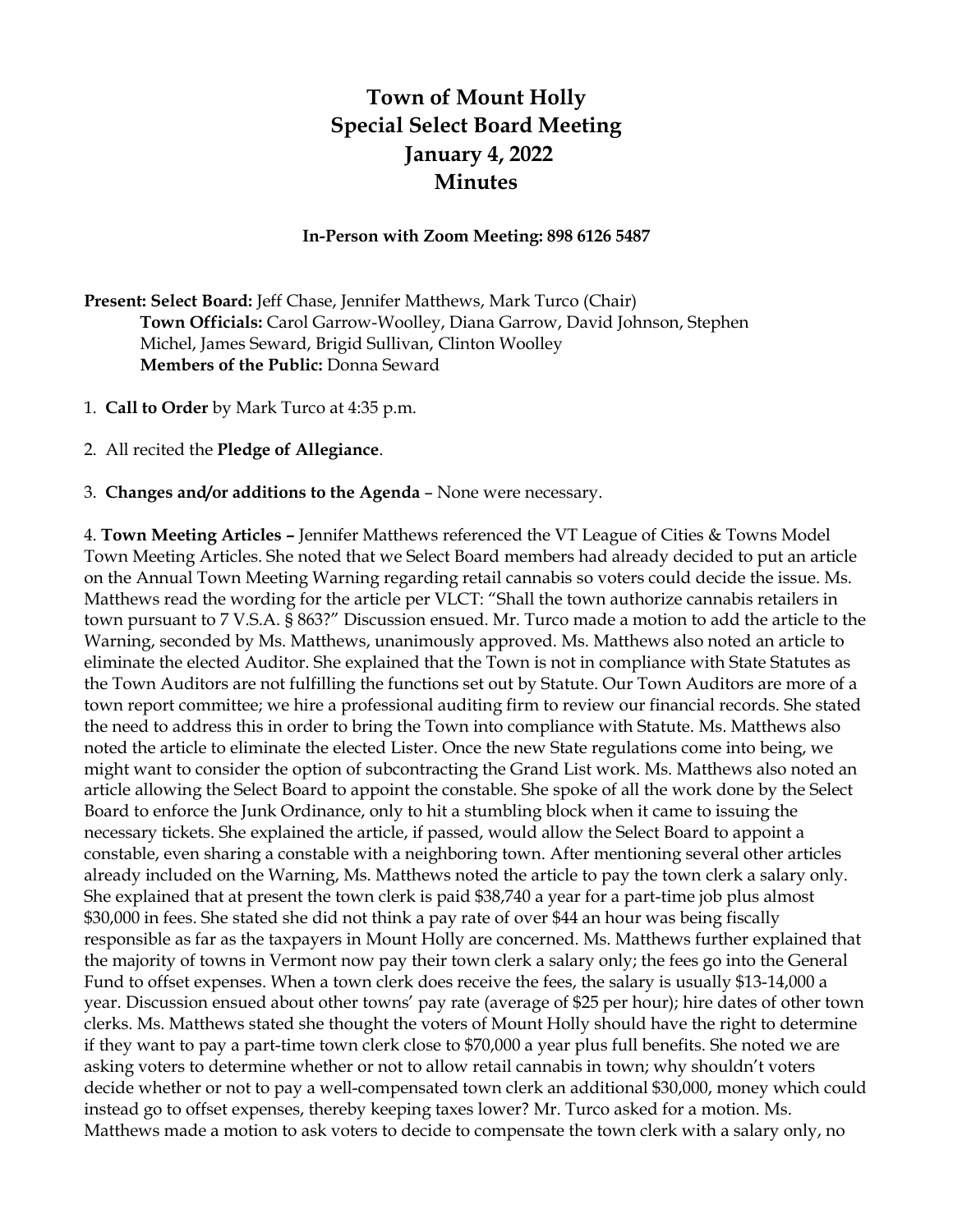# Town of Mount Holly
# Special Select Board Meeting
# January 4, 2022
# Minutes

**In-Person with Zoom Meeting: 898 6126 5487**

**Present: Select Board:** Jeff Chase, Jennifer Matthews, Mark Turco (Chair)
**Town Officials:** Carol Garrow-Woolley, Diana Garrow, David Johnson, Stephen Michel, James Seward, Brigid Sullivan, Clinton Woolley
**Members of the Public:** Donna Seward

1. **Call to Order** by Mark Turco at 4:35 p.m.

2. All recited the **Pledge of Allegiance**.

3. **Changes and/or additions to the Agenda** – None were necessary.

4. **Town Meeting Articles –** Jennifer Matthews referenced the VT League of Cities & Towns Model Town Meeting Articles. She noted that we Select Board members had already decided to put an article on the Annual Town Meeting Warning regarding retail cannabis so voters could decide the issue. Ms. Matthews read the wording for the article per VLCT: "Shall the town authorize cannabis retailers in town pursuant to 7 V.S.A. § 863?" Discussion ensued. Mr. Turco made a motion to add the article to the Warning, seconded by Ms. Matthews, unanimously approved. Ms. Matthews also noted an article to eliminate the elected Auditor. She explained that the Town is not in compliance with State Statutes as the Town Auditors are not fulfilling the functions set out by Statute. Our Town Auditors are more of a town report committee; we hire a professional auditing firm to review our financial records. She stated the need to address this in order to bring the Town into compliance with Statute. Ms. Matthews also noted the article to eliminate the elected Lister. Once the new State regulations come into being, we might want to consider the option of subcontracting the Grand List work. Ms. Matthews also noted an article allowing the Select Board to appoint the constable. She spoke of all the work done by the Select Board to enforce the Junk Ordinance, only to hit a stumbling block when it came to issuing the necessary tickets. She explained the article, if passed, would allow the Select Board to appoint a constable, even sharing a constable with a neighboring town. After mentioning several other articles already included on the Warning, Ms. Matthews noted the article to pay the town clerk a salary only. She explained that at present the town clerk is paid $38,740 a year for a part-time job plus almost $30,000 in fees. She stated she did not think a pay rate of over $44 an hour was being fiscally responsible as far as the taxpayers in Mount Holly are concerned. Ms. Matthews further explained that the majority of towns in Vermont now pay their town clerk a salary only; the fees go into the General Fund to offset expenses. When a town clerk does receive the fees, the salary is usually $13-14,000 a year. Discussion ensued about other towns' pay rate (average of $25 per hour); hire dates of other town clerks. Ms. Matthews stated she thought the voters of Mount Holly should have the right to determine if they want to pay a part-time town clerk close to $70,000 a year plus full benefits. She noted we are asking voters to determine whether or not to allow retail cannabis in town; why shouldn't voters decide whether or not to pay a well-compensated town clerk an additional $30,000, money which could instead go to offset expenses, thereby keeping taxes lower? Mr. Turco asked for a motion. Ms. Matthews made a motion to ask voters to decide to compensate the town clerk with a salary only, no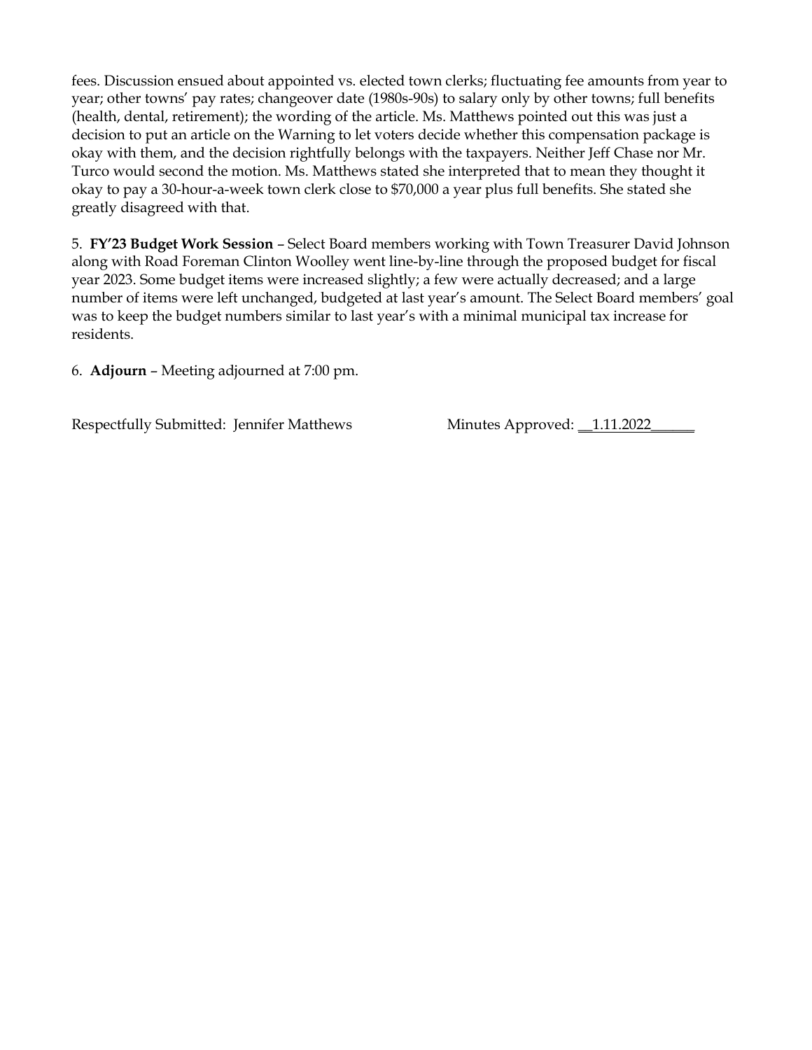fees. Discussion ensued about appointed vs. elected town clerks; fluctuating fee amounts from year to year; other towns' pay rates; changeover date (1980s-90s) to salary only by other towns; full benefits (health, dental, retirement); the wording of the article. Ms. Matthews pointed out this was just a decision to put an article on the Warning to let voters decide whether this compensation package is okay with them, and the decision rightfully belongs with the taxpayers. Neither Jeff Chase nor Mr. Turco would second the motion. Ms. Matthews stated she interpreted that to mean they thought it okay to pay a 30-hour-a-week town clerk close to $70,000 a year plus full benefits. She stated she greatly disagreed with that.

5. **FY'23 Budget Work Session** – Select Board members working with Town Treasurer David Johnson along with Road Foreman Clinton Woolley went line-by-line through the proposed budget for fiscal year 2023. Some budget items were increased slightly; a few were actually decreased; and a large number of items were left unchanged, budgeted at last year's amount. The Select Board members' goal was to keep the budget numbers similar to last year's with a minimal municipal tax increase for residents.

6. **Adjourn** – Meeting adjourned at 7:00 pm.

Respectfully Submitted: Jennifer Matthews

Minutes Approved: 1.11.2022